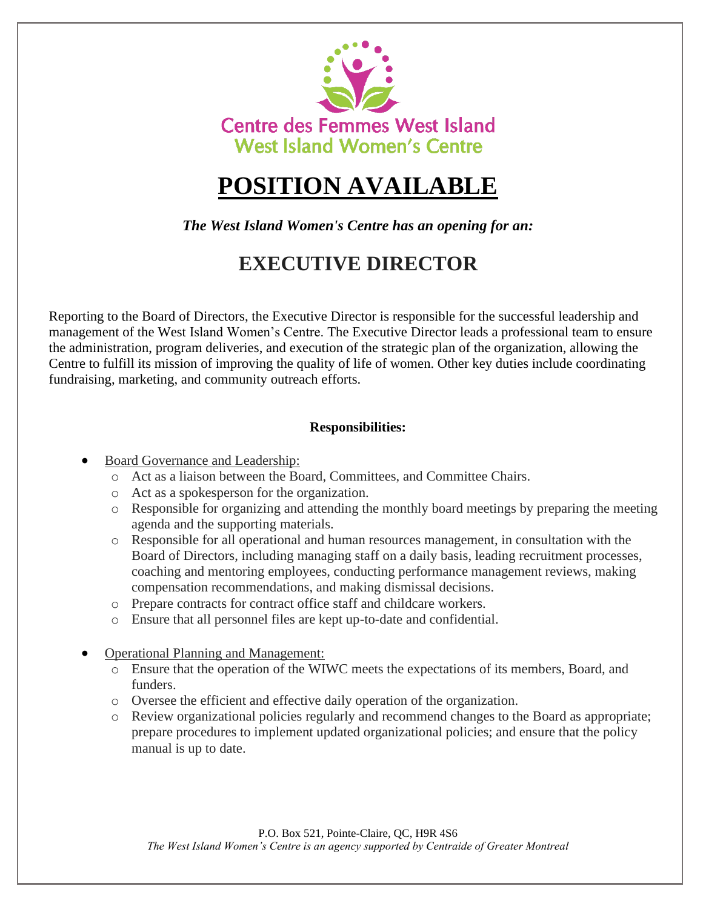Centre des Femmes West Island
West Island Women's Centre

# POSITION AVAILABLE

***The West Island Women's Centre has an opening for an:***

## EXECUTIVE DIRECTOR

Reporting to the Board of Directors, the Executive Director is responsible for the successful leadership and management of the West Island Women's Centre. The Executive Director leads a professional team to ensure the administration, program deliveries, and execution of the strategic plan of the organization, allowing the Centre to fulfill its mission of improving the quality of life of women. Other key duties include coordinating fundraising, marketing, and community outreach efforts.

**Responsibilities:**

- Board Governance and Leadership:
  - Act as a liaison between the Board, Committees, and Committee Chairs.
  - Act as a spokesperson for the organization.
  - Responsible for organizing and attending the monthly board meetings by preparing the meeting agenda and the supporting materials.
  - Responsible for all operational and human resources management, in consultation with the Board of Directors, including managing staff on a daily basis, leading recruitment processes, coaching and mentoring employees, conducting performance management reviews, making compensation recommendations, and making dismissal decisions.
  - Prepare contracts for contract office staff and childcare workers.
  - Ensure that all personnel files are kept up-to-date and confidential.

- Operational Planning and Management:
  - Ensure that the operation of the WIWC meets the expectations of its members, Board, and funders.
  - Oversee the efficient and effective daily operation of the organization.
  - Review organizational policies regularly and recommend changes to the Board as appropriate; prepare procedures to implement updated organizational policies; and ensure that the policy manual is up to date.

P.O. Box 521, Pointe-Claire, QC, H9R 4S6

*The West Island Women's Centre is an agency supported by Centraide of Greater Montreal*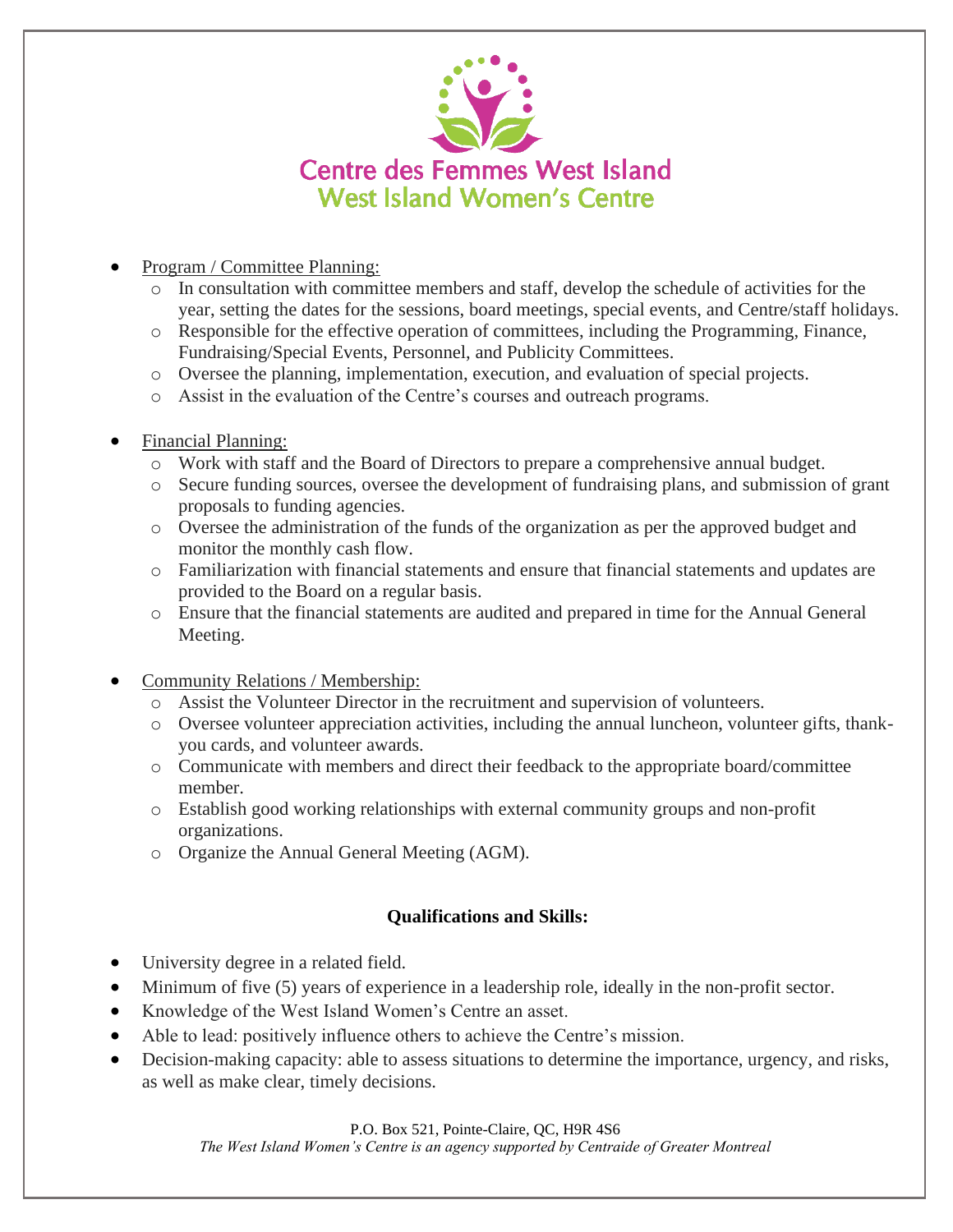- Program / Committee Planning:
  - In consultation with committee members and staff, develop the schedule of activities for the year, setting the dates for the sessions, board meetings, special events, and Centre/staff holidays.
  - Responsible for the effective operation of committees, including the Programming, Finance, Fundraising/Special Events, Personnel, and Publicity Committees.
  - Oversee the planning, implementation, execution, and evaluation of special projects.
  - Assist in the evaluation of the Centre's courses and outreach programs.

- Financial Planning:
  - Work with staff and the Board of Directors to prepare a comprehensive annual budget.
  - Secure funding sources, oversee the development of fundraising plans, and submission of grant proposals to funding agencies.
  - Oversee the administration of the funds of the organization as per the approved budget and monitor the monthly cash flow.
  - Familiarization with financial statements and ensure that financial statements and updates are provided to the Board on a regular basis.
  - Ensure that the financial statements are audited and prepared in time for the Annual General Meeting.

- Community Relations / Membership:
  - Assist the Volunteer Director in the recruitment and supervision of volunteers.
  - Oversee volunteer appreciation activities, including the annual luncheon, volunteer gifts, thank-you cards, and volunteer awards.
  - Communicate with members and direct their feedback to the appropriate board/committee member.
  - Establish good working relationships with external community groups and non-profit organizations.
  - Organize the Annual General Meeting (AGM).

## Qualifications and Skills:

- University degree in a related field.
- Minimum of five (5) years of experience in a leadership role, ideally in the non-profit sector.
- Knowledge of the West Island Women's Centre an asset.
- Able to lead: positively influence others to achieve the Centre's mission.
- Decision-making capacity: able to assess situations to determine the importance, urgency, and risks, as well as make clear, timely decisions.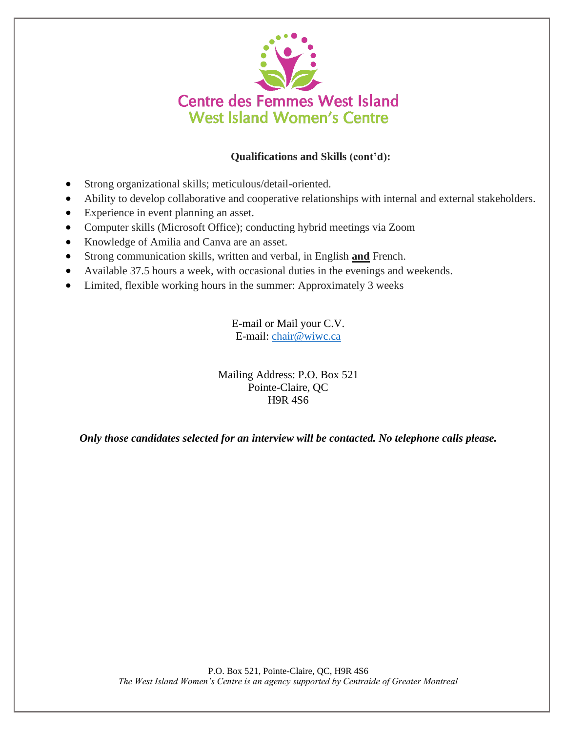Centre des Femmes West Island
West Island Women's Centre

**Qualifications and Skills (cont'd):**

- Strong organizational skills; meticulous/detail-oriented.
- Ability to develop collaborative and cooperative relationships with internal and external stakeholders.
- Experience in event planning an asset.
- Computer skills (Microsoft Office); conducting hybrid meetings via Zoom
- Knowledge of Amilia and Canva are an asset.
- Strong communication skills, written and verbal, in English **and** French.
- Available 37.5 hours a week, with occasional duties in the evenings and weekends.
- Limited, flexible working hours in the summer: Approximately 3 weeks

E-mail or Mail your C.V.
E-mail: chair@wiwc.ca

Mailing Address: P.O. Box 521
Pointe-Claire, QC
H9R 4S6

***Only those candidates selected for an interview will be contacted. No telephone calls please.***

P.O. Box 521, Pointe-Claire, QC, H9R 4S6
*The West Island Women's Centre is an agency supported by Centraide of Greater Montreal*